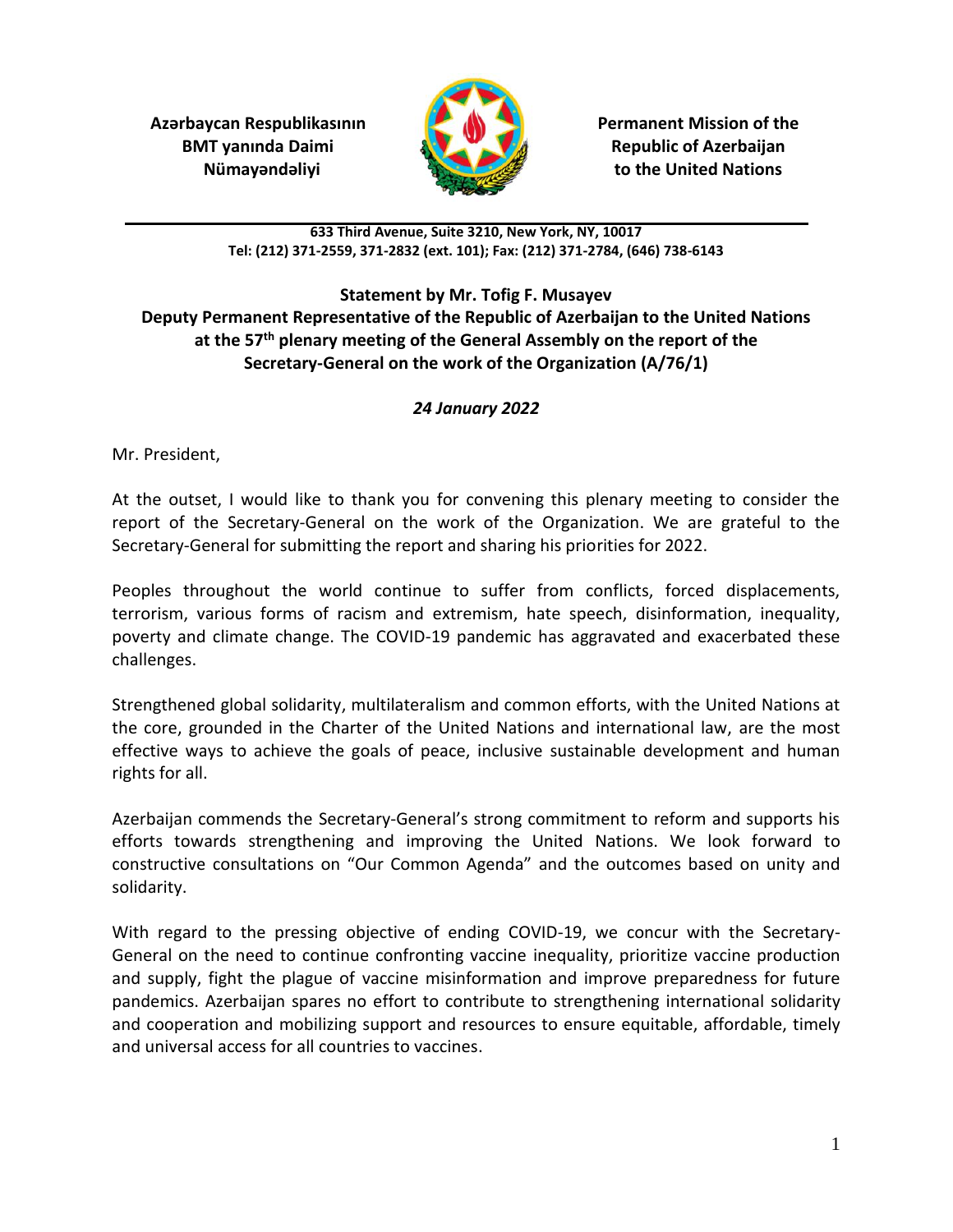**Azərbaycan Respublikasının BMT yanında Daimi Nümayəndəliyi**

**Permanent Mission of the Republic of Azerbaijan to the United Nations**

**633 Third Avenue, Suite 3210, New York, NY, 10017**
**Tel: (212) 371-2559, 371-2832 (ext. 101); Fax: (212) 371-2784, (646) 738-6143**

**Statement by Mr. Tofig F. Musayev**
**Deputy Permanent Representative of the Republic of Azerbaijan to the United Nations at the 57th plenary meeting of the General Assembly on the report of the Secretary-General on the work of the Organization (A/76/1)**

***24 January 2022***

Mr. President,

At the outset, I would like to thank you for convening this plenary meeting to consider the report of the Secretary-General on the work of the Organization. We are grateful to the Secretary-General for submitting the report and sharing his priorities for 2022.

Peoples throughout the world continue to suffer from conflicts, forced displacements, terrorism, various forms of racism and extremism, hate speech, disinformation, inequality, poverty and climate change. The COVID-19 pandemic has aggravated and exacerbated these challenges.

Strengthened global solidarity, multilateralism and common efforts, with the United Nations at the core, grounded in the Charter of the United Nations and international law, are the most effective ways to achieve the goals of peace, inclusive sustainable development and human rights for all.

Azerbaijan commends the Secretary-General's strong commitment to reform and supports his efforts towards strengthening and improving the United Nations. We look forward to constructive consultations on "Our Common Agenda" and the outcomes based on unity and solidarity.

With regard to the pressing objective of ending COVID-19, we concur with the Secretary-General on the need to continue confronting vaccine inequality, prioritize vaccine production and supply, fight the plague of vaccine misinformation and improve preparedness for future pandemics. Azerbaijan spares no effort to contribute to strengthening international solidarity and cooperation and mobilizing support and resources to ensure equitable, affordable, timely and universal access for all countries to vaccines.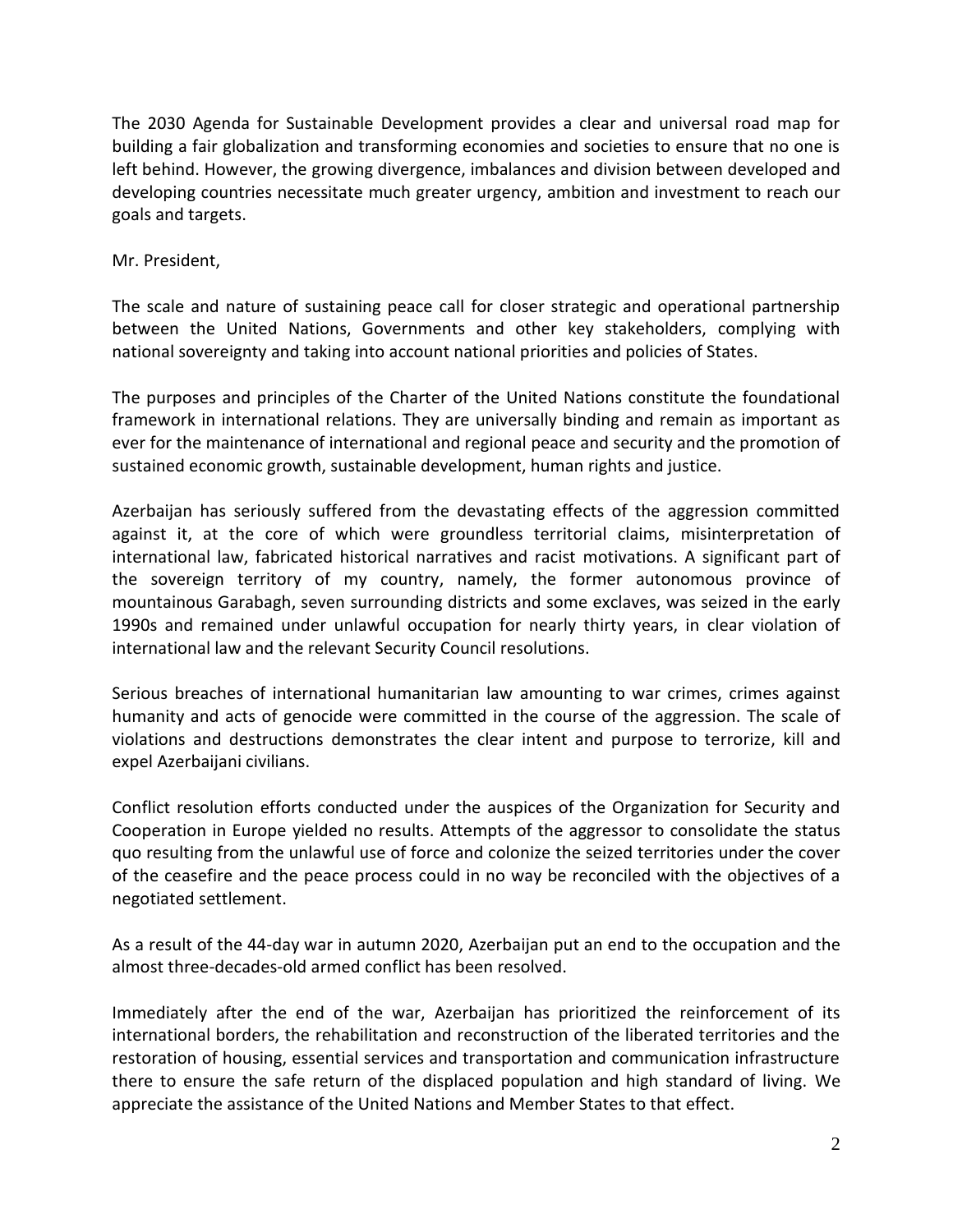The 2030 Agenda for Sustainable Development provides a clear and universal road map for building a fair globalization and transforming economies and societies to ensure that no one is left behind. However, the growing divergence, imbalances and division between developed and developing countries necessitate much greater urgency, ambition and investment to reach our goals and targets.

Mr. President,

The scale and nature of sustaining peace call for closer strategic and operational partnership between the United Nations, Governments and other key stakeholders, complying with national sovereignty and taking into account national priorities and policies of States.

The purposes and principles of the Charter of the United Nations constitute the foundational framework in international relations. They are universally binding and remain as important as ever for the maintenance of international and regional peace and security and the promotion of sustained economic growth, sustainable development, human rights and justice.

Azerbaijan has seriously suffered from the devastating effects of the aggression committed against it, at the core of which were groundless territorial claims, misinterpretation of international law, fabricated historical narratives and racist motivations. A significant part of the sovereign territory of my country, namely, the former autonomous province of mountainous Garabagh, seven surrounding districts and some exclaves, was seized in the early 1990s and remained under unlawful occupation for nearly thirty years, in clear violation of international law and the relevant Security Council resolutions.

Serious breaches of international humanitarian law amounting to war crimes, crimes against humanity and acts of genocide were committed in the course of the aggression. The scale of violations and destructions demonstrates the clear intent and purpose to terrorize, kill and expel Azerbaijani civilians.

Conflict resolution efforts conducted under the auspices of the Organization for Security and Cooperation in Europe yielded no results. Attempts of the aggressor to consolidate the status quo resulting from the unlawful use of force and colonize the seized territories under the cover of the ceasefire and the peace process could in no way be reconciled with the objectives of a negotiated settlement.

As a result of the 44-day war in autumn 2020, Azerbaijan put an end to the occupation and the almost three-decades-old armed conflict has been resolved.

Immediately after the end of the war, Azerbaijan has prioritized the reinforcement of its international borders, the rehabilitation and reconstruction of the liberated territories and the restoration of housing, essential services and transportation and communication infrastructure there to ensure the safe return of the displaced population and high standard of living. We appreciate the assistance of the United Nations and Member States to that effect.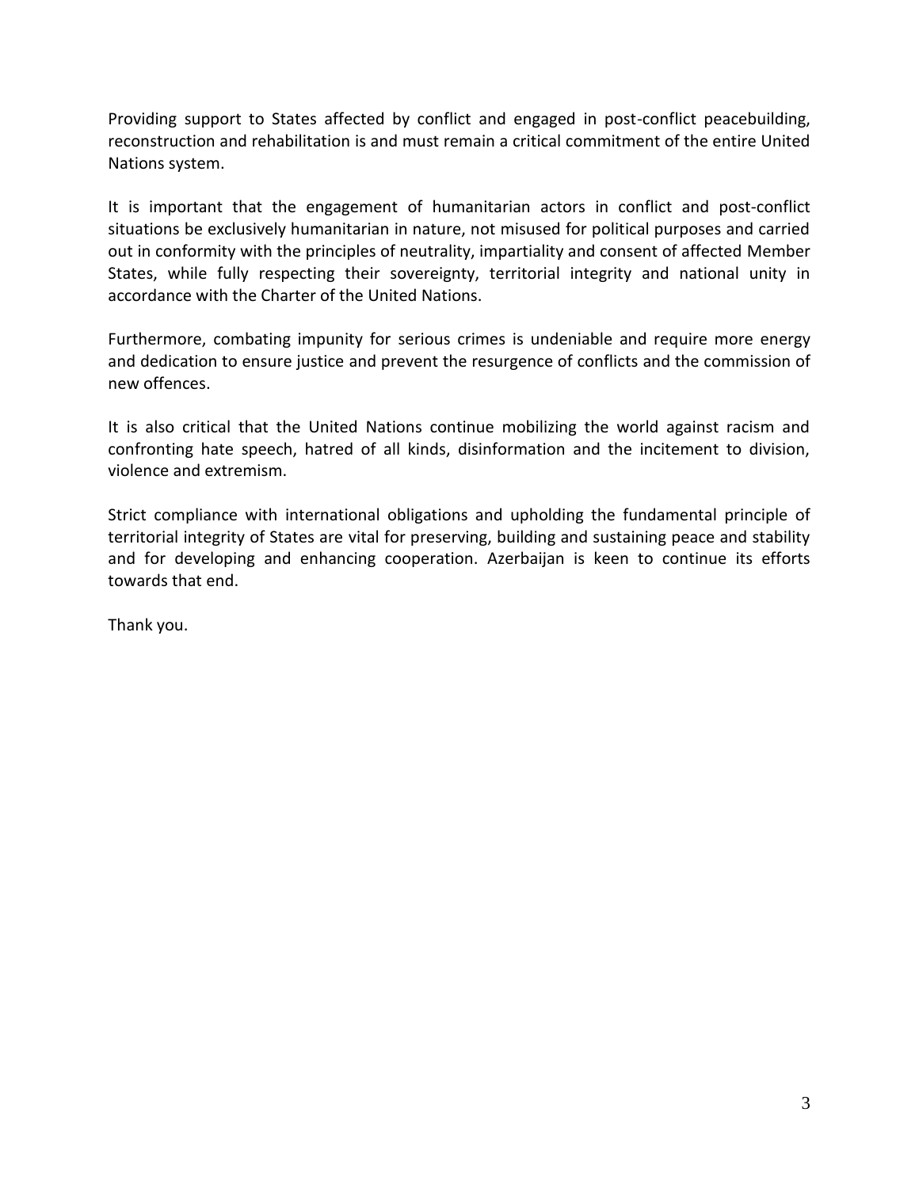Providing support to States affected by conflict and engaged in post-conflict peacebuilding, reconstruction and rehabilitation is and must remain a critical commitment of the entire United Nations system.

It is important that the engagement of humanitarian actors in conflict and post-conflict situations be exclusively humanitarian in nature, not misused for political purposes and carried out in conformity with the principles of neutrality, impartiality and consent of affected Member States, while fully respecting their sovereignty, territorial integrity and national unity in accordance with the Charter of the United Nations.

Furthermore, combating impunity for serious crimes is undeniable and require more energy and dedication to ensure justice and prevent the resurgence of conflicts and the commission of new offences.

It is also critical that the United Nations continue mobilizing the world against racism and confronting hate speech, hatred of all kinds, disinformation and the incitement to division, violence and extremism.

Strict compliance with international obligations and upholding the fundamental principle of territorial integrity of States are vital for preserving, building and sustaining peace and stability and for developing and enhancing cooperation. Azerbaijan is keen to continue its efforts towards that end.

Thank you.